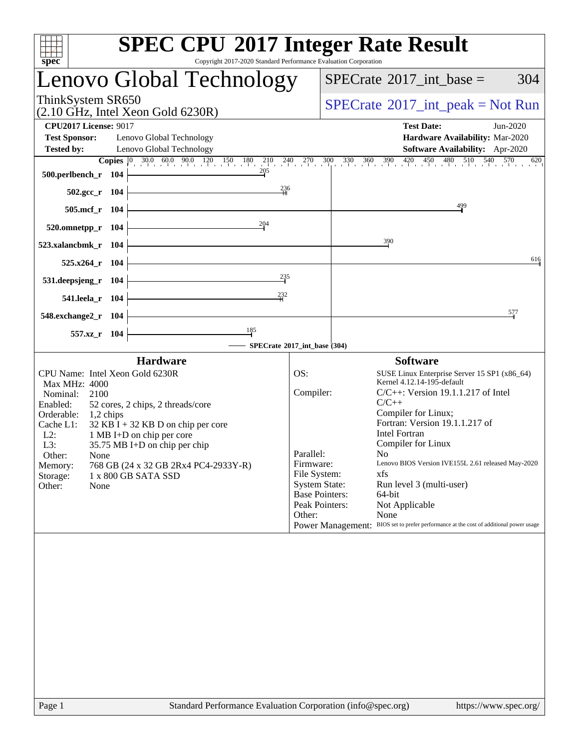# SPEC CPU 2017 Integer Rate Result

Copyright 2017-2020 Standard Performance Evaluation Corporation

## Lenovo Global Technology

ThinkSystem SR650
(2.10 GHz, Intel Xeon Gold 6230R)

SPECrate 2017_int_base = 304

SPECrate 2017_int_peak = Not Run

**CPU2017 License:** 9017
**Test Sponsor:** Lenovo Global Technology
**Tested by:** Lenovo Global Technology

**Test Date:** Jun-2020
**Hardware Availability:** Mar-2020
**Software Availability:** Apr-2020

Copies 0 30.0 60.0 90.0 120 150 180 210 240 270 300 330 360 390 420 450 480 510 540 570 620

500.perlbench_r 104 205
502.gcc_r 104 236
505.mcf_r 104 499
520.omnetpp_r 104 204
523.xalancbmk_r 104 390
525.x264_r 104 616
531.deepsjeng_r 104 235
541.leela_r 104 232
548.exchange2_r 104 577
557.xz_r 104 185

SPECrate 2017_int_base (304)

### Hardware

CPU Name: Intel Xeon Gold 6230R
Max MHz: 4000
Nominal: 2100
Enabled: 52 cores, 2 chips, 2 threads/core
Orderable: 1,2 chips
Cache L1: 32 KB I + 32 KB D on chip per core
L2: 1 MB I+D on chip per core
L3: 35.75 MB I+D on chip per chip
Other: None
Memory: 768 GB (24 x 32 GB 2Rx4 PC4-2933Y-R)
Storage: 1 x 800 GB SATA SSD
Other: None

### Software

OS: SUSE Linux Enterprise Server 15 SP1 (x86_64) Kernel 4.12.14-195-default
Compiler: C/C++: Version 19.1.1.217 of Intel C/C++ Compiler for Linux; Fortran: Version 19.1.1.217 of Intel Fortran Compiler for Linux
Parallel: No
Firmware: Lenovo BIOS Version IVE155L 2.61 released May-2020
File System: xfs
System State: Run level 3 (multi-user)
Base Pointers: 64-bit
Peak Pointers: Not Applicable
Other: None
Power Management: BIOS set to prefer performance at the cost of additional power usage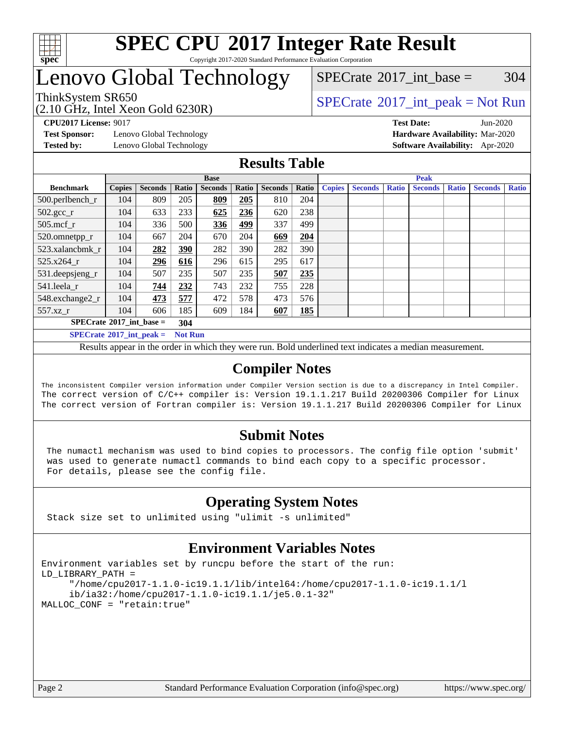# SPEC CPU 2017 Integer Rate Result

Copyright 2017-2020 Standard Performance Evaluation Corporation

# Lenovo Global Technology

ThinkSystem SR650
(2.10 GHz, Intel Xeon Gold 6230R)

SPECrate 2017_int_base = 304

SPECrate 2017_int_peak = Not Run

**CPU2017 License:** 9017
**Test Sponsor:** Lenovo Global Technology
**Tested by:** Lenovo Global Technology

**Test Date:** Jun-2020
**Hardware Availability:** Mar-2020
**Software Availability:** Apr-2020

## Results Table

| | Base | | | | | | | Peak | | | | | | |
|---|---|---|---|---|---|---|---|---|---|---|---|---|---|---|
| **Benchmark** | **Copies** | **Seconds** | **Ratio** | **Seconds** | **Ratio** | **Seconds** | **Ratio** | **Copies** | **Seconds** | **Ratio** | **Seconds** | **Ratio** | **Seconds** | **Ratio** |
| 500.perlbench_r | 104 | 809 | 205 | **809** | **205** | 810 | 204 | | | | | | | |
| 502.gcc_r | 104 | 633 | 233 | **625** | **236** | 620 | 238 | | | | | | | |
| 505.mcf_r | 104 | 336 | 500 | **336** | **499** | 337 | 499 | | | | | | | |
| 520.omnetpp_r | 104 | 667 | 204 | 670 | 204 | **669** | **204** | | | | | | | |
| 523.xalancbmk_r | 104 | **282** | **390** | 282 | 390 | 282 | 390 | | | | | | | |
| 525.x264_r | 104 | **296** | **616** | 296 | 615 | 295 | 617 | | | | | | | |
| 531.deepsjeng_r | 104 | 507 | 235 | 507 | 235 | **507** | **235** | | | | | | | |
| 541.leela_r | 104 | **744** | **232** | 743 | 232 | 755 | 228 | | | | | | | |
| 548.exchange2_r | 104 | **473** | **577** | 472 | 578 | 473 | 576 | | | | | | | |
| 557.xz_r | 104 | 606 | 185 | 609 | 184 | **607** | **185** | | | | | | | |

**SPECrate 2017_int_base = 304**

**SPECrate 2017_int_peak = Not Run**

Results appear in the order in which they were run. Bold underlined text indicates a median measurement.

## Compiler Notes

```
The inconsistent Compiler version information under Compiler Version section is due to a discrepancy in Intel Compiler.
The correct version of C/C++ compiler is: Version 19.1.1.217 Build 20200306 Compiler for Linux
The correct version of Fortran compiler is: Version 19.1.1.217 Build 20200306 Compiler for Linux
```

## Submit Notes

```
The numactl mechanism was used to bind copies to processors. The config file option 'submit'
was used to generate numactl commands to bind each copy to a specific processor.
For details, please see the config file.
```

## Operating System Notes

```
Stack size set to unlimited using "ulimit -s unlimited"
```

## Environment Variables Notes

```
Environment variables set by runcpu before the start of the run:
LD_LIBRARY_PATH =
     "/home/cpu2017-1.1.0-ic19.1.1/lib/intel64:/home/cpu2017-1.1.0-ic19.1.1/l
     ib/ia32:/home/cpu2017-1.1.0-ic19.1.1/je5.0.1-32"
MALLOC_CONF = "retain:true"
```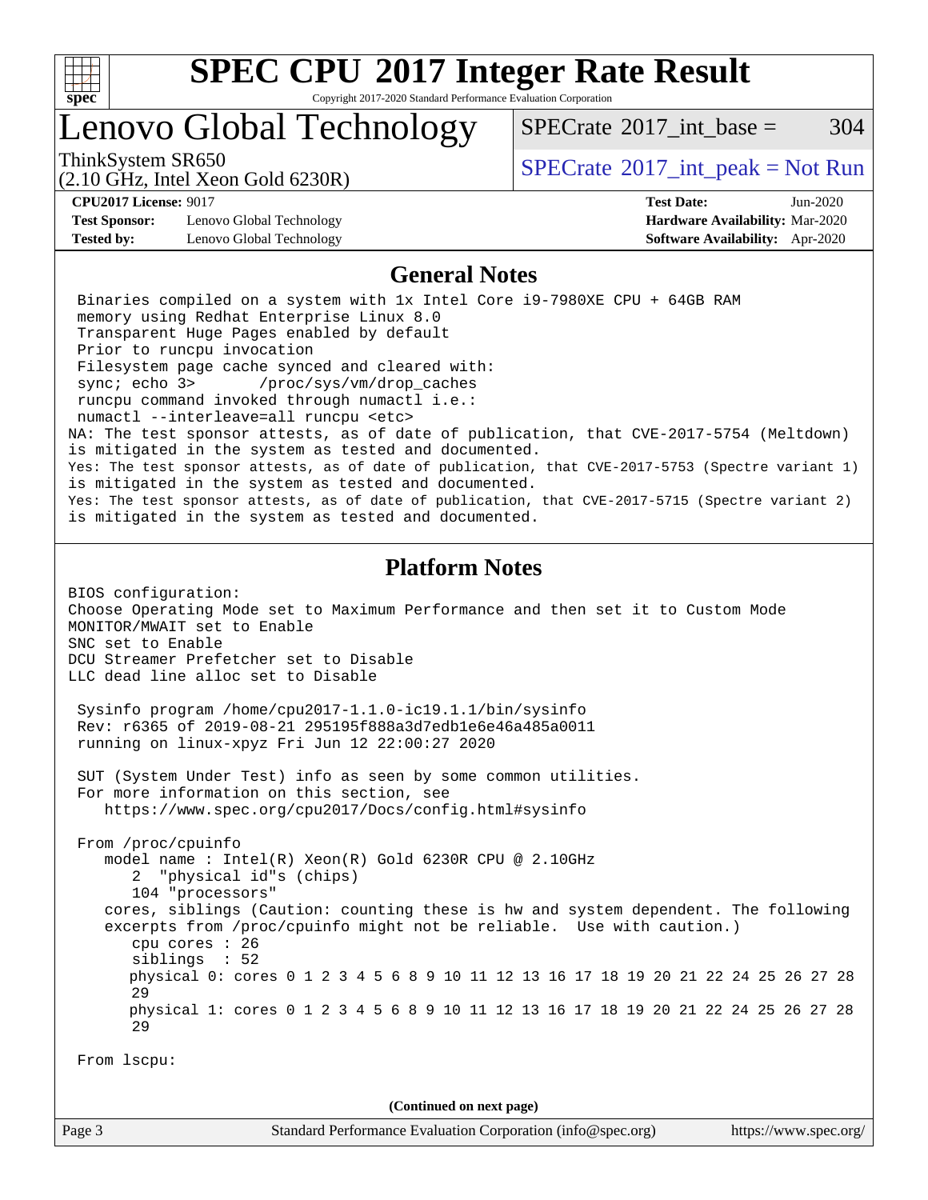# SPEC CPU 2017 Integer Rate Result

Copyright 2017-2020 Standard Performance Evaluation Corporation

## Lenovo Global Technology

ThinkSystem SR650
(2.10 GHz, Intel Xeon Gold 6230R)

SPECrate 2017_int_base = 304

SPECrate 2017_int_peak = Not Run

**CPU2017 License:** 9017
**Test Sponsor:** Lenovo Global Technology
**Tested by:** Lenovo Global Technology

**Test Date:** Jun-2020
**Hardware Availability:** Mar-2020
**Software Availability:** Apr-2020

## General Notes

```
 Binaries compiled on a system with 1x Intel Core i9-7980XE CPU + 64GB RAM
 memory using Redhat Enterprise Linux 8.0
 Transparent Huge Pages enabled by default
 Prior to runcpu invocation
 Filesystem page cache synced and cleared with:
 sync; echo 3>       /proc/sys/vm/drop_caches
 runcpu command invoked through numactl i.e.:
 numactl --interleave=all runcpu <etc>
NA: The test sponsor attests, as of date of publication, that CVE-2017-5754 (Meltdown)
is mitigated in the system as tested and documented.
Yes: The test sponsor attests, as of date of publication, that CVE-2017-5753 (Spectre variant 1)
is mitigated in the system as tested and documented.
Yes: The test sponsor attests, as of date of publication, that CVE-2017-5715 (Spectre variant 2)
is mitigated in the system as tested and documented.
```

## Platform Notes

```
BIOS configuration:
Choose Operating Mode set to Maximum Performance and then set it to Custom Mode
MONITOR/MWAIT set to Enable
SNC set to Enable
DCU Streamer Prefetcher set to Disable
LLC dead line alloc set to Disable

 Sysinfo program /home/cpu2017-1.1.0-ic19.1.1/bin/sysinfo
 Rev: r6365 of 2019-08-21 295195f888a3d7edb1e6e46a485a0011
 running on linux-xpyz Fri Jun 12 22:00:27 2020

 SUT (System Under Test) info as seen by some common utilities.
 For more information on this section, see
    https://www.spec.org/cpu2017/Docs/config.html#sysinfo

 From /proc/cpuinfo
    model name : Intel(R) Xeon(R) Gold 6230R CPU @ 2.10GHz
       2  "physical id"s (chips)
       104 "processors"
    cores, siblings (Caution: counting these is hw and system dependent. The following
    excerpts from /proc/cpuinfo might not be reliable.  Use with caution.)
       cpu cores : 26
       siblings  : 52
       physical 0: cores 0 1 2 3 4 5 6 8 9 10 11 12 13 16 17 18 19 20 21 22 24 25 26 27 28
       29
       physical 1: cores 0 1 2 3 4 5 6 8 9 10 11 12 13 16 17 18 19 20 21 22 24 25 26 27 28
       29

 From lscpu:
```

(Continued on next page)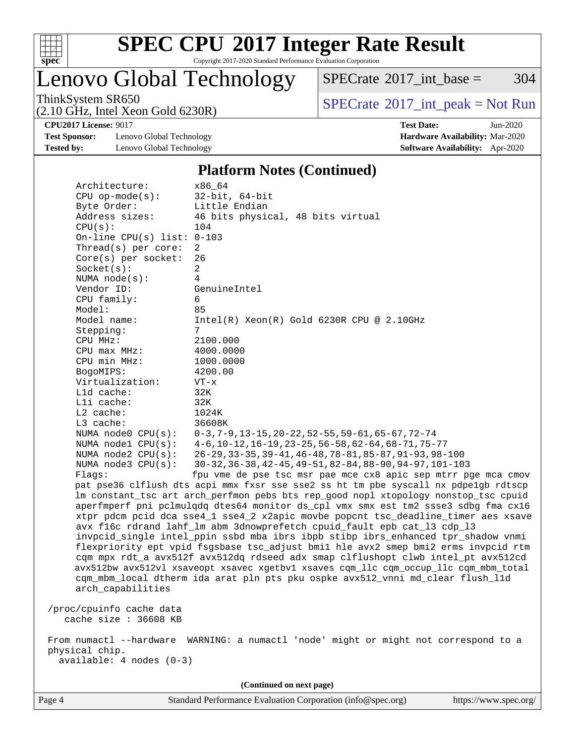## Platform Notes (Continued)

```
Architecture:          x86_64
CPU op-mode(s):        32-bit, 64-bit
Byte Order:            Little Endian
Address sizes:         46 bits physical, 48 bits virtual
CPU(s):                104
On-line CPU(s) list: 0-103
Thread(s) per core:    2
Core(s) per socket:    26
Socket(s):             2
NUMA node(s):          4
Vendor ID:             GenuineIntel
CPU family:            6
Model:                 85
Model name:            Intel(R) Xeon(R) Gold 6230R CPU @ 2.10GHz
Stepping:              7
CPU MHz:               2100.000
CPU max MHz:           4000.0000
CPU min MHz:           1000.0000
BogoMIPS:              4200.00
Virtualization:        VT-x
L1d cache:             32K
L1i cache:             32K
L2 cache:              1024K
L3 cache:              36608K
NUMA node0 CPU(s):     0-3,7-9,13-15,20-22,52-55,59-61,65-67,72-74
NUMA node1 CPU(s):     4-6,10-12,16-19,23-25,56-58,62-64,68-71,75-77
NUMA node2 CPU(s):     26-29,33-35,39-41,46-48,78-81,85-87,91-93,98-100
NUMA node3 CPU(s):     30-32,36-38,42-45,49-51,82-84,88-90,94-97,101-103
Flags:                 fpu vme de pse tsc msr pae mce cx8 apic sep mtrr pge mca cmov
pat pse36 clflush dts acpi mmx fxsr sse sse2 ss ht tm pbe syscall nx pdpe1gb rdtscp
lm constant_tsc art arch_perfmon pebs bts rep_good nopl xtopology nonstop_tsc cpuid
aperfmperf pni pclmulqdq dtes64 monitor ds_cpl vmx smx est tm2 ssse3 sdbg fma cx16
xtpr pdcm pcid dca sse4_1 sse4_2 x2apic movbe popcnt tsc_deadline_timer aes xsave
avx f16c rdrand lahf_lm abm 3dnowprefetch cpuid_fault epb cat_l3 cdp_l3
invpcid_single intel_ppin ssbd mba ibrs ibpb stibp ibrs_enhanced tpr_shadow vnmi
flexpriority ept vpid fsgsbase tsc_adjust bmi1 hle avx2 smep bmi2 erms invpcid rtm
cqm mpx rdt_a avx512f avx512dq rdseed adx smap clflushopt clwb intel_pt avx512cd
avx512bw avx512vl xsaveopt xsavec xgetbv1 xsaves cqm_llc cqm_occup_llc cqm_mbm_total
cqm_mbm_local dtherm ida arat pln pts pku ospke avx512_vnni md_clear flush_l1d
arch_capabilities

/proc/cpuinfo cache data
   cache size : 36608 KB

From numactl --hardware  WARNING: a numactl 'node' might or might not correspond to a
physical chip.
  available: 4 nodes (0-3)
```

(Continued on next page)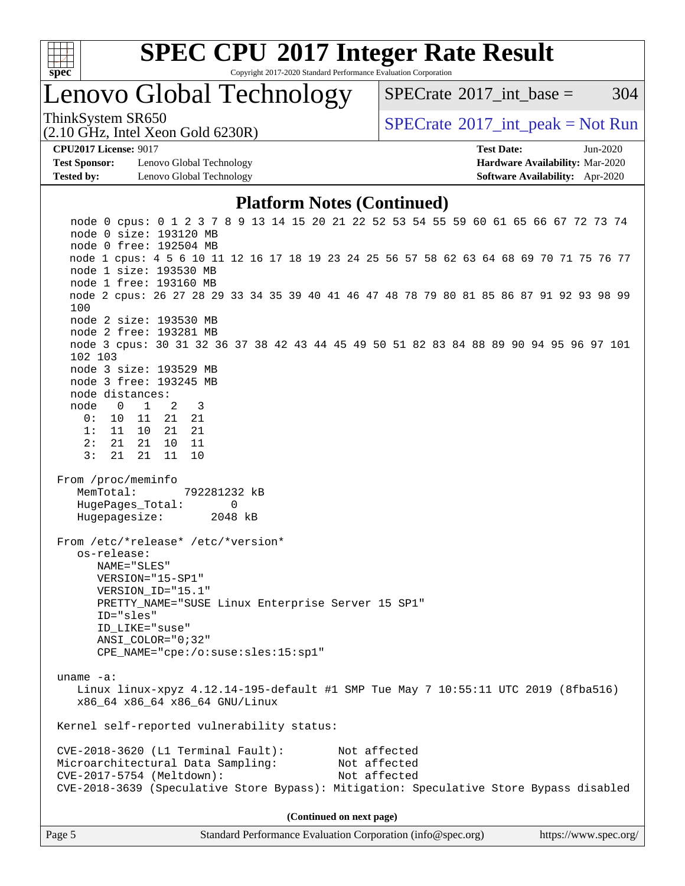## Platform Notes (Continued)

```
node 0 cpus: 0 1 2 3 7 8 9 13 14 15 20 21 22 52 53 54 55 59 60 61 65 66 67 72 73 74
node 0 size: 193120 MB
node 0 free: 192504 MB
node 1 cpus: 4 5 6 10 11 12 16 17 18 19 23 24 25 56 57 58 62 63 64 68 69 70 71 75 76 77
node 1 size: 193530 MB
node 1 free: 193160 MB
node 2 cpus: 26 27 28 29 33 34 35 39 40 41 46 47 48 78 79 80 81 85 86 87 91 92 93 98 99
100
node 2 size: 193530 MB
node 2 free: 193281 MB
node 3 cpus: 30 31 32 36 37 38 42 43 44 45 49 50 51 82 83 84 88 89 90 94 95 96 97 101
102 103
node 3 size: 193529 MB
node 3 free: 193245 MB
node distances:
node   0   1   2   3
  0:  10  11  21  21
  1:  11  10  21  21
  2:  21  21  10  11
  3:  21  21  11  10

From /proc/meminfo
   MemTotal:       792281232 kB
   HugePages_Total:       0
   Hugepagesize:       2048 kB

From /etc/*release* /etc/*version*
   os-release:
      NAME="SLES"
      VERSION="15-SP1"
      VERSION_ID="15.1"
      PRETTY_NAME="SUSE Linux Enterprise Server 15 SP1"
      ID="sles"
      ID_LIKE="suse"
      ANSI_COLOR="0;32"
      CPE_NAME="cpe:/o:suse:sles:15:sp1"

uname -a:
   Linux linux-xpyz 4.12.14-195-default #1 SMP Tue May 7 10:55:11 UTC 2019 (8fba516)
   x86_64 x86_64 x86_64 GNU/Linux

Kernel self-reported vulnerability status:

CVE-2018-3620 (L1 Terminal Fault):         Not affected
Microarchitectural Data Sampling:          Not affected
CVE-2017-5754 (Meltdown):                  Not affected
CVE-2018-3639 (Speculative Store Bypass): Mitigation: Speculative Store Bypass disabled
```

**(Continued on next page)**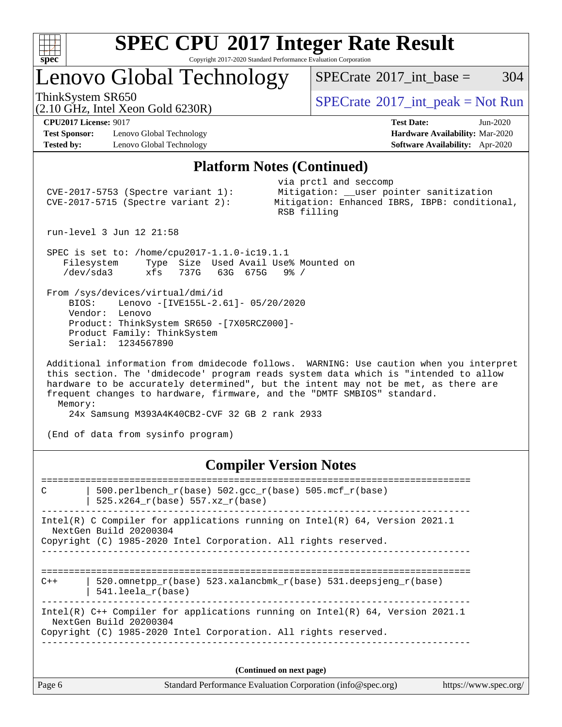# SPEC CPU 2017 Integer Rate Result

Copyright 2017-2020 Standard Performance Evaluation Corporation

## Lenovo Global Technology

ThinkSystem SR650
(2.10 GHz, Intel Xeon Gold 6230R)

SPECrate 2017_int_base = 304

SPECrate 2017_int_peak = Not Run

**CPU2017 License:** 9017
**Test Sponsor:** Lenovo Global Technology
**Tested by:** Lenovo Global Technology

**Test Date:** Jun-2020
**Hardware Availability:** Mar-2020
**Software Availability:** Apr-2020

## Platform Notes (Continued)

```
                                         via prctl and seccomp
 CVE-2017-5753 (Spectre variant 1):       Mitigation: __user pointer sanitization
 CVE-2017-5715 (Spectre variant 2):       Mitigation: Enhanced IBRS, IBPB: conditional,
                                          RSB filling

 run-level 3 Jun 12 21:58

 SPEC is set to: /home/cpu2017-1.1.0-ic19.1.1
    Filesystem     Type  Size  Used Avail Use% Mounted on
    /dev/sda3      xfs   737G   63G  675G   9% /

 From /sys/devices/virtual/dmi/id
     BIOS:    Lenovo -[IVE155L-2.61]- 05/20/2020
     Vendor:  Lenovo
     Product: ThinkSystem SR650 -[7X05RCZ000]-
     Product Family: ThinkSystem
     Serial:  1234567890

 Additional information from dmidecode follows.  WARNING: Use caution when you interpret
 this section. The 'dmidecode' program reads system data which is "intended to allow
 hardware to be accurately determined", but the intent may not be met, as there are
 frequent changes to hardware, firmware, and the "DMTF SMBIOS" standard.
   Memory:
     24x Samsung M393A4K40CB2-CVF 32 GB 2 rank 2933

 (End of data from sysinfo program)
```

## Compiler Version Notes

```
==============================================================================
C       | 500.perlbench_r(base) 502.gcc_r(base) 505.mcf_r(base)
        | 525.x264_r(base) 557.xz_r(base)
------------------------------------------------------------------------------
Intel(R) C Compiler for applications running on Intel(R) 64, Version 2021.1
  NextGen Build 20200304
Copyright (C) 1985-2020 Intel Corporation. All rights reserved.
------------------------------------------------------------------------------

==============================================================================
C++     | 520.omnetpp_r(base) 523.xalancbmk_r(base) 531.deepsjeng_r(base)
        | 541.leela_r(base)
------------------------------------------------------------------------------
Intel(R) C++ Compiler for applications running on Intel(R) 64, Version 2021.1
  NextGen Build 20200304
Copyright (C) 1985-2020 Intel Corporation. All rights reserved.
------------------------------------------------------------------------------
```

(Continued on next page)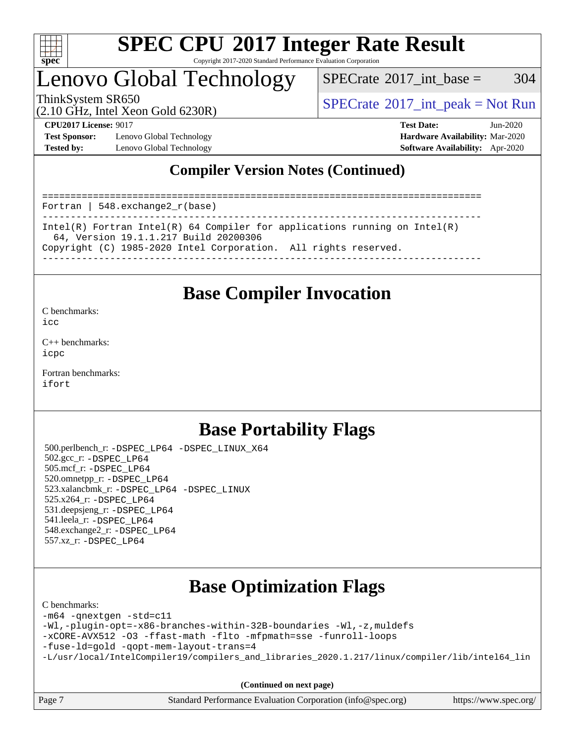# Lenovo Global Technology

ThinkSystem SR650
(2.10 GHz, Intel Xeon Gold 6230R)

SPECrate 2017_int_base = 304

SPECrate 2017_int_peak = Not Run

**CPU2017 License:** 9017
**Test Sponsor:** Lenovo Global Technology
**Tested by:** Lenovo Global Technology

**Test Date:** Jun-2020
**Hardware Availability:** Mar-2020
**Software Availability:** Apr-2020

## Compiler Version Notes (Continued)

```
==============================================================================
Fortran | 548.exchange2_r(base)
------------------------------------------------------------------------------
Intel(R) Fortran Intel(R) 64 Compiler for applications running on Intel(R)
  64, Version 19.1.1.217 Build 20200306
Copyright (C) 1985-2020 Intel Corporation.  All rights reserved.
------------------------------------------------------------------------------
```

## Base Compiler Invocation

C benchmarks:
icc

C++ benchmarks:
icpc

Fortran benchmarks:
ifort

## Base Portability Flags

500.perlbench_r: -DSPEC_LP64 -DSPEC_LINUX_X64
502.gcc_r: -DSPEC_LP64
505.mcf_r: -DSPEC_LP64
520.omnetpp_r: -DSPEC_LP64
523.xalancbmk_r: -DSPEC_LP64 -DSPEC_LINUX
525.x264_r: -DSPEC_LP64
531.deepsjeng_r: -DSPEC_LP64
541.leela_r: -DSPEC_LP64
548.exchange2_r: -DSPEC_LP64
557.xz_r: -DSPEC_LP64

## Base Optimization Flags

C benchmarks:

```
-m64 -qnextgen -std=c11
-Wl,-plugin-opt=-x86-branches-within-32B-boundaries -Wl,-z,muldefs
-xCORE-AVX512 -O3 -ffast-math -flto -mfpmath=sse -funroll-loops
-fuse-ld=gold -qopt-mem-layout-trans=4
-L/usr/local/IntelCompiler19/compilers_and_libraries_2020.1.217/linux/compiler/lib/intel64_lin
```

**(Continued on next page)**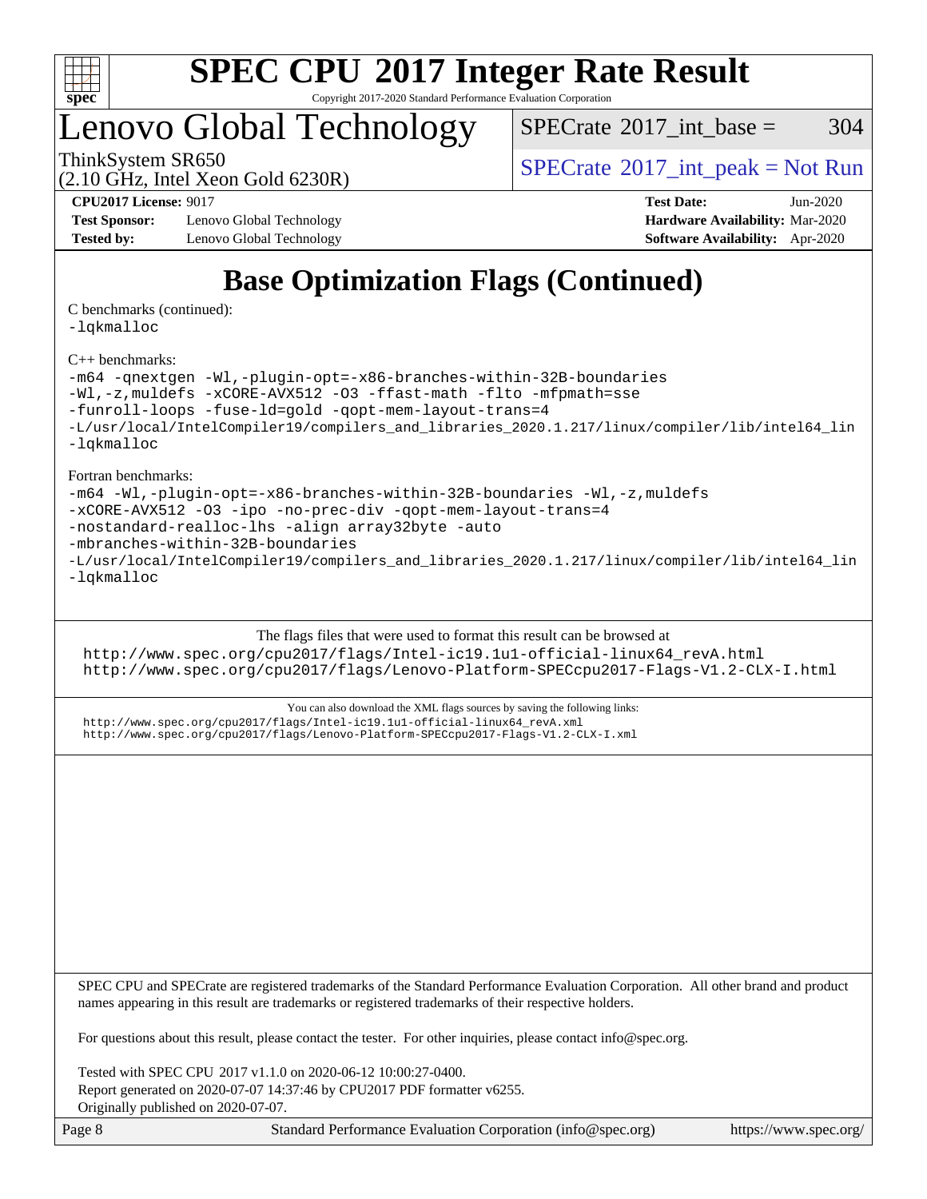# Base Optimization Flags (Continued)

C benchmarks (continued):

```
-lqkmalloc
```

C++ benchmarks:

```
-m64 -qnextgen -Wl,-plugin-opt=-x86-branches-within-32B-boundaries
-Wl,-z,muldefs -xCORE-AVX512 -O3 -ffast-math -flto -mfpmath=sse
-funroll-loops -fuse-ld=gold -qopt-mem-layout-trans=4
-L/usr/local/IntelCompiler19/compilers_and_libraries_2020.1.217/linux/compiler/lib/intel64_lin
-lqkmalloc
```

Fortran benchmarks:

```
-m64 -Wl,-plugin-opt=-x86-branches-within-32B-boundaries -Wl,-z,muldefs
-xCORE-AVX512 -O3 -ipo -no-prec-div -qopt-mem-layout-trans=4
-nostandard-realloc-lhs -align array32byte -auto
-mbranches-within-32B-boundaries
-L/usr/local/IntelCompiler19/compilers_and_libraries_2020.1.217/linux/compiler/lib/intel64_lin
-lqkmalloc
```

The flags files that were used to format this result can be browsed at

http://www.spec.org/cpu2017/flags/Intel-ic19.1u1-official-linux64_revA.html
http://www.spec.org/cpu2017/flags/Lenovo-Platform-SPECcpu2017-Flags-V1.2-CLX-I.html

You can also download the XML flags sources by saving the following links:

http://www.spec.org/cpu2017/flags/Intel-ic19.1u1-official-linux64_revA.xml
http://www.spec.org/cpu2017/flags/Lenovo-Platform-SPECcpu2017-Flags-V1.2-CLX-I.xml

SPEC CPU and SPECrate are registered trademarks of the Standard Performance Evaluation Corporation. All other brand and product names appearing in this result are trademarks or registered trademarks of their respective holders.

For questions about this result, please contact the tester. For other inquiries, please contact info@spec.org.

Tested with SPEC CPU 2017 v1.1.0 on 2020-06-12 10:00:27-0400.
Report generated on 2020-07-07 14:37:46 by CPU2017 PDF formatter v6255.
Originally published on 2020-07-07.